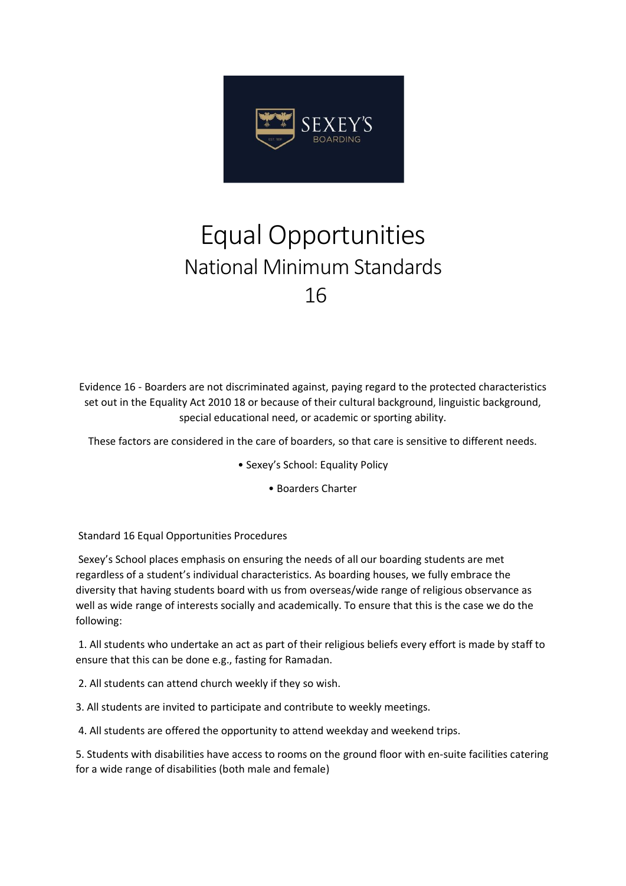# Equal Opportunities

## National Minimum Standards

## 16

Evidence 16 - Boarders are not discriminated against, paying regard to the protected characteristics set out in the Equality Act 2010 18 or because of their cultural background, linguistic background, special educational need, or academic or sporting ability.

These factors are considered in the care of boarders, so that care is sensitive to different needs.

- Sexey's School: Equality Policy
- Boarders Charter

Standard 16 Equal Opportunities Procedures

Sexey's School places emphasis on ensuring the needs of all our boarding students are met regardless of a student's individual characteristics. As boarding houses, we fully embrace the diversity that having students board with us from overseas/wide range of religious observance as well as wide range of interests socially and academically. To ensure that this is the case we do the following:

1. All students who undertake an act as part of their religious beliefs every effort is made by staff to ensure that this can be done e.g., fasting for Ramadan.
2. All students can attend church weekly if they so wish.
3. All students are invited to participate and contribute to weekly meetings.
4. All students are offered the opportunity to attend weekday and weekend trips.
5. Students with disabilities have access to rooms on the ground floor with en-suite facilities catering for a wide range of disabilities (both male and female)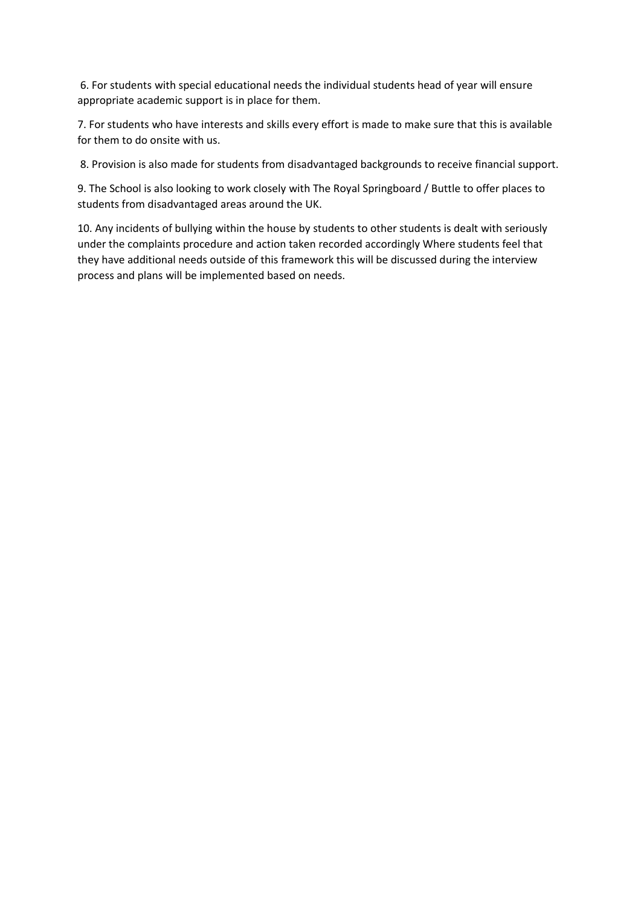6. For students with special educational needs the individual students head of year will ensure appropriate academic support is in place for them.

7. For students who have interests and skills every effort is made to make sure that this is available for them to do onsite with us.

8. Provision is also made for students from disadvantaged backgrounds to receive financial support.

9. The School is also looking to work closely with The Royal Springboard / Buttle to offer places to students from disadvantaged areas around the UK.

10. Any incidents of bullying within the house by students to other students is dealt with seriously under the complaints procedure and action taken recorded accordingly Where students feel that they have additional needs outside of this framework this will be discussed during the interview process and plans will be implemented based on needs.